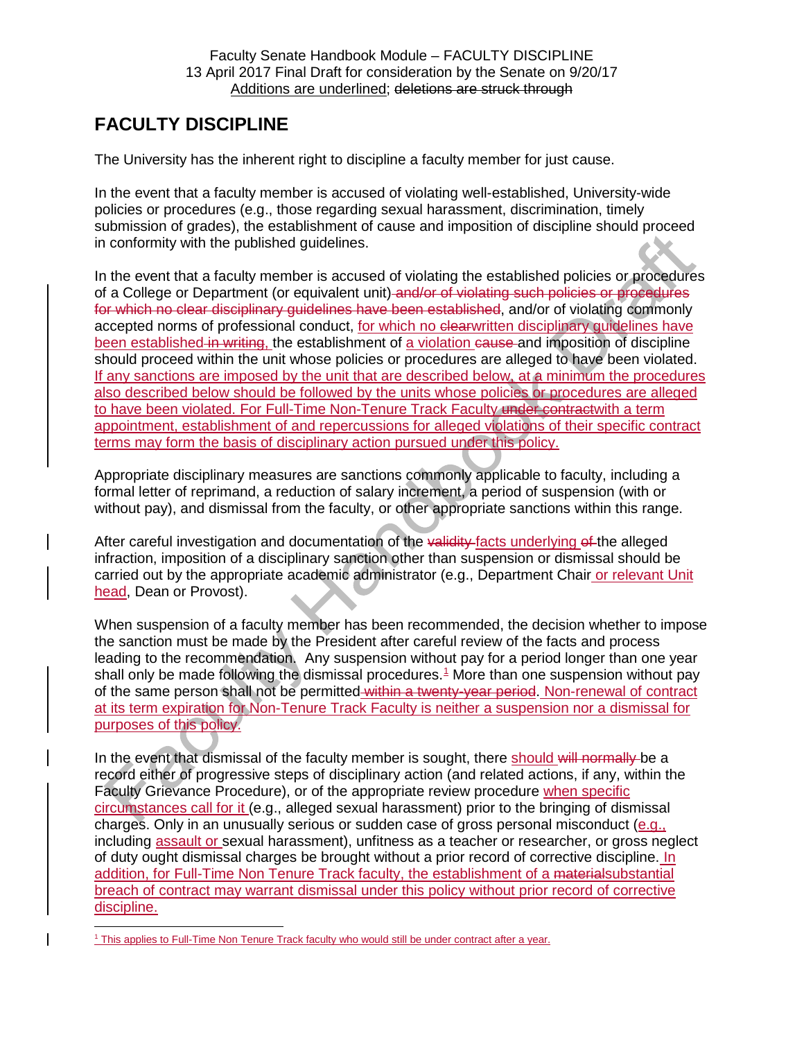Faculty Senate Handbook Module – FACULTY DISCIPLINE
13 April 2017 Final Draft for consideration by the Senate on 9/20/17
Additions are underlined; ~~deletions are struck through~~

# FACULTY DISCIPLINE

The University has the inherent right to discipline a faculty member for just cause.

In the event that a faculty member is accused of violating well-established, University-wide policies or procedures (e.g., those regarding sexual harassment, discrimination, timely submission of grades), the establishment of cause and imposition of discipline should proceed in conformity with the published guidelines.

In the event that a faculty member is accused of violating the established policies or procedures of a College or Department (or equivalent unit) ~~and/or of violating such policies or procedures for which no clear disciplinary guidelines have been established~~, and/or of violating commonly accepted norms of professional conduct, <u>for which no ~~clear~~written disciplinary guidelines have been established</u> ~~in writing,~~ the establishment of <u>a violation</u> ~~cause~~ and imposition of discipline should proceed within the unit whose policies or procedures are alleged to have been violated. <u>If any sanctions are imposed by the unit that are described below, at a minimum the procedures also described below should be followed by the units whose policies or procedures are alleged to have been violated. For Full-Time Non-Tenure Track Faculty</u> ~~under contract~~<u>with a term appointment, establishment of and repercussions for alleged violations of their specific contract terms may form the basis of disciplinary action pursued under this policy.</u>

Appropriate disciplinary measures are sanctions commonly applicable to faculty, including a formal letter of reprimand, a reduction of salary increment, a period of suspension (with or without pay), and dismissal from the faculty, or other appropriate sanctions within this range.

After careful investigation and documentation of the ~~validity~~ <u>facts underlying</u> ~~of~~ the alleged infraction, imposition of a disciplinary sanction other than suspension or dismissal should be carried out by the appropriate academic administrator (e.g., Department Chair <u>or relevant Unit head</u>, Dean or Provost).

When suspension of a faculty member has been recommended, the decision whether to impose the sanction must be made by the President after careful review of the facts and process leading to the recommendation. Any suspension without pay for a period longer than one year shall only be made following the dismissal procedures.[1] More than one suspension without pay of the same person shall not be permitted ~~within a twenty-year period~~. <u>Non-renewal of contract at its term expiration for Non-Tenure Track Faculty is neither a suspension nor a dismissal for purposes of this policy.</u>

In the event that dismissal of the faculty member is sought, there <u>should</u> ~~will normally~~ be a record either of progressive steps of disciplinary action (and related actions, if any, within the Faculty Grievance Procedure), or of the appropriate review procedure <u>when specific circumstances call for it</u> (e.g., alleged sexual harassment) prior to the bringing of dismissal charges. Only in an unusually serious or sudden case of gross personal misconduct (<u>e.g.,</u> including <u>assault or</u> sexual harassment), unfitness as a teacher or researcher, or gross neglect of duty ought dismissal charges be brought without a prior record of corrective discipline. <u>In addition, for Full-Time Non Tenure Track faculty, the establishment of a</u> ~~material~~<u>substantial breach of contract may warrant dismissal under this policy without prior record of corrective discipline.</u>

[1] <u>This applies to Full-Time Non Tenure Track faculty who would still be under contract after a year.</u>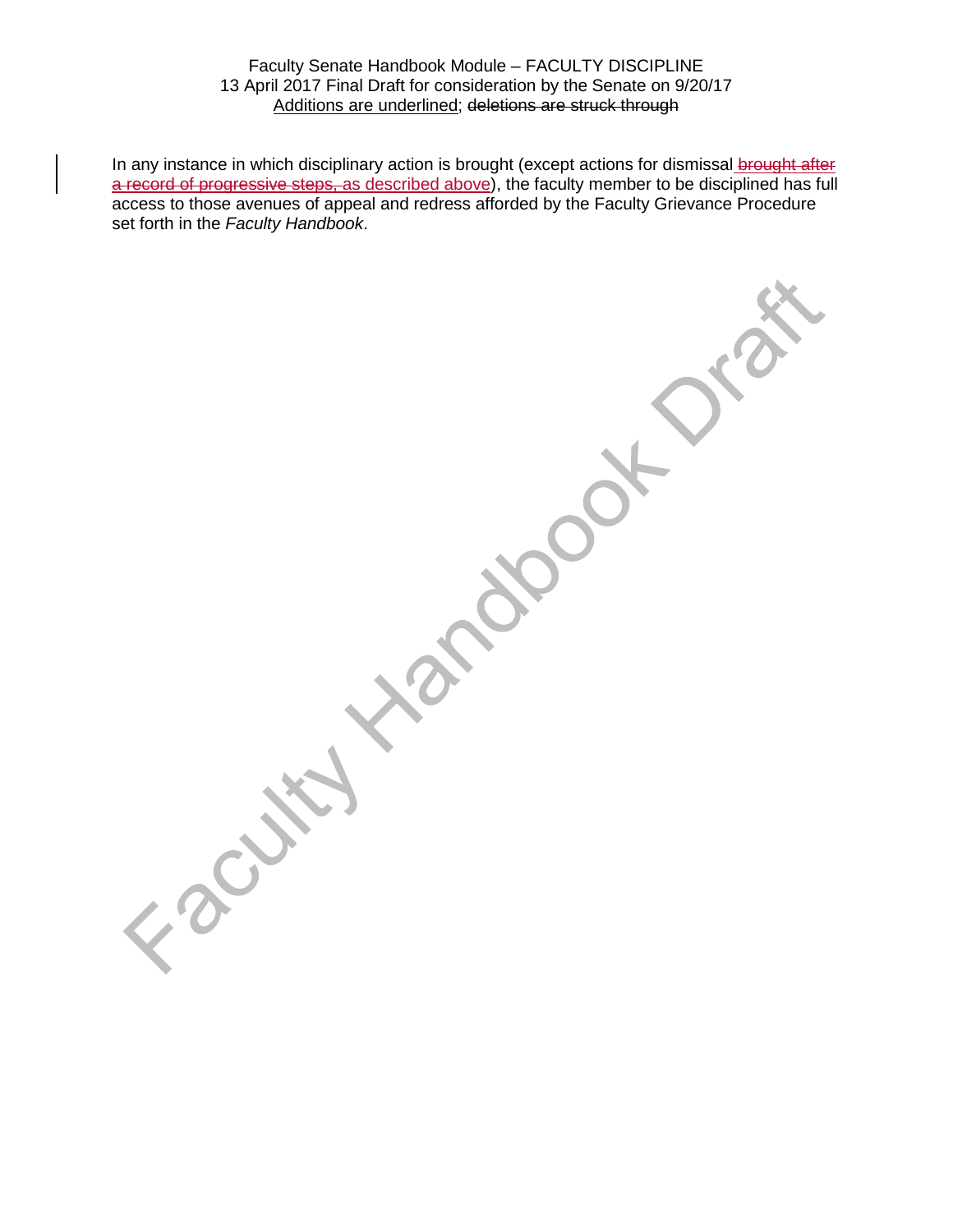In any instance in which disciplinary action is brought (except actions for dismissal ~~brought after a record of progressive steps,~~ <u>as described above</u>), the faculty member to be disciplined has full access to those avenues of appeal and redress afforded by the Faculty Grievance Procedure set forth in the *Faculty Handbook*.